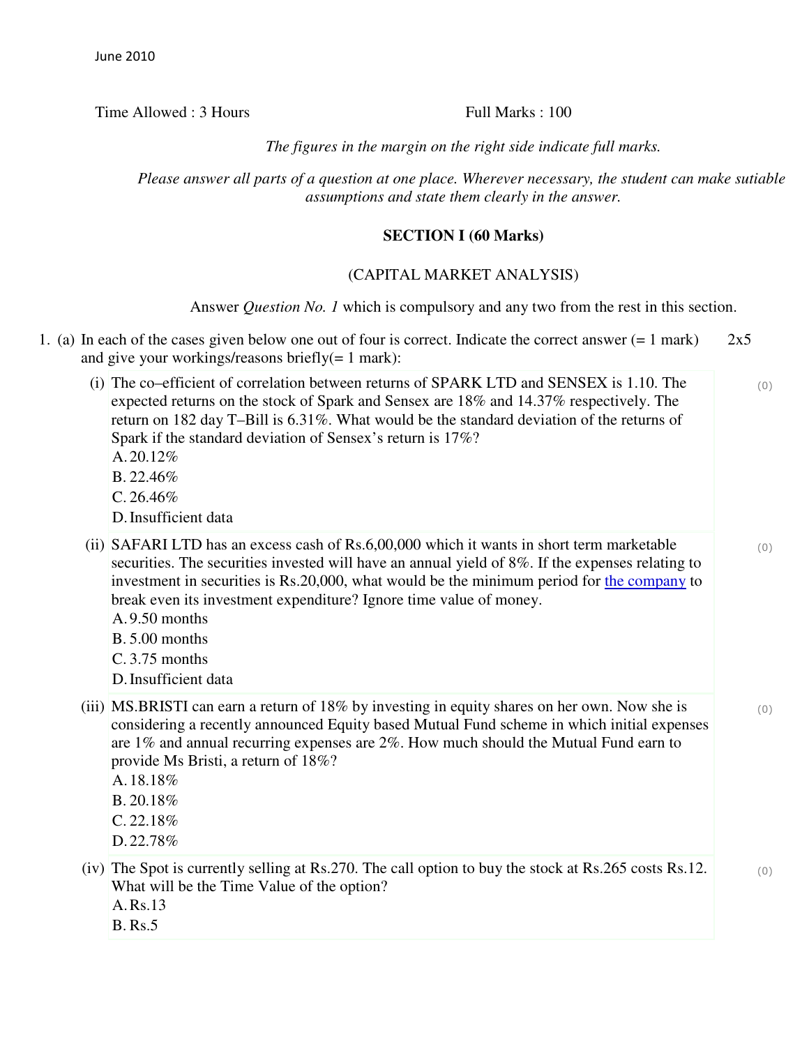June 2010

Time Allowed : 3 Hours Full Marks : 100

*The figures in the margin on the right side indicate full marks.*

*Please answer all parts of a question at one place. Wherever necessary, the student can make sutiable assumptions and state them clearly in the answer.*

**SECTION I (60 Marks)**

(CAPITAL MARKET ANALYSIS)

Answer *Question No. 1* which is compulsory and any two from the rest in this section.

1. (a) In each of the cases given below one out of four is correct. Indicate the correct answer (= 1 mark) and give your workings/reasons briefly(= 1 mark): 2x5

(i) The co–efficient of correlation between returns of SPARK LTD and SENSEX is 1.10. The expected returns on the stock of Spark and Sensex are 18% and 14.37% respectively. The return on 182 day T–Bill is 6.31%. What would be the standard deviation of the returns of Spark if the standard deviation of Sensex's return is 17%?

A. 20.12%
B. 22.46%
C. 26.46%
D. Insufficient data

(ii) SAFARI LTD has an excess cash of Rs.6,00,000 which it wants in short term marketable securities. The securities invested will have an annual yield of 8%. If the expenses relating to investment in securities is Rs.20,000, what would be the minimum period for the company to break even its investment expenditure? Ignore time value of money.

A. 9.50 months
B. 5.00 months
C. 3.75 months
D. Insufficient data

(iii) MS.BRISTI can earn a return of 18% by investing in equity shares on her own. Now she is considering a recently announced Equity based Mutual Fund scheme in which initial expenses are 1% and annual recurring expenses are 2%. How much should the Mutual Fund earn to provide Ms Bristi, a return of 18%?

A. 18.18%
B. 20.18%
C. 22.18%
D. 22.78%

(iv) The Spot is currently selling at Rs.270. The call option to buy the stock at Rs.265 costs Rs.12. What will be the Time Value of the option?

A. Rs.13
B. Rs.5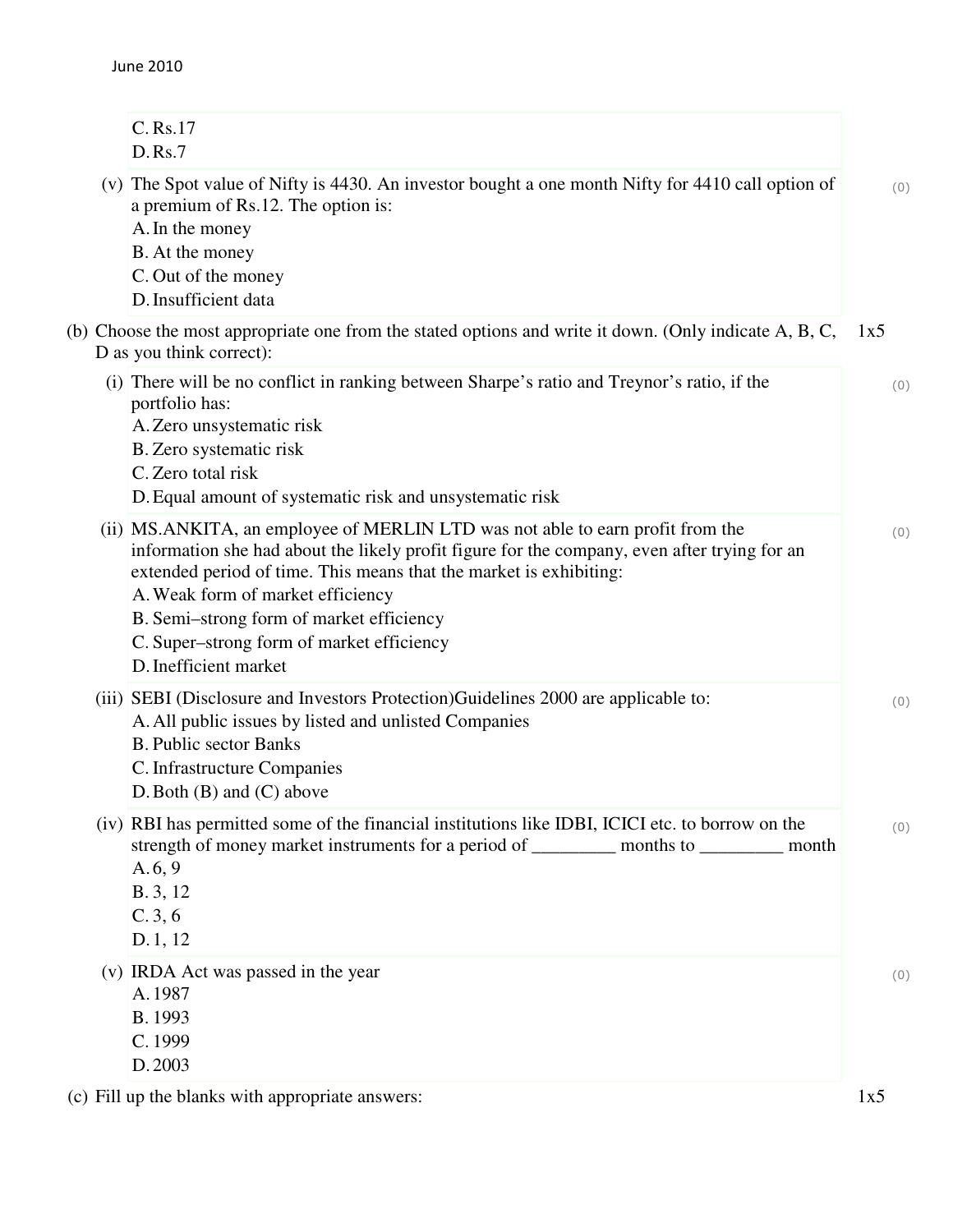C. Rs.17

D. Rs.7

(v) The Spot value of Nifty is 4430. An investor bought a one month Nifty for 4410 call option of a premium of Rs.12. The option is: (0)

A. In the money

B. At the money

C. Out of the money

D. Insufficient data

(b) Choose the most appropriate one from the stated options and write it down. (Only indicate A, B, C, D as you think correct): 1x5

(i) There will be no conflict in ranking between Sharpe's ratio and Treynor's ratio, if the portfolio has: (0)

A. Zero unsystematic risk

B. Zero systematic risk

C. Zero total risk

D. Equal amount of systematic risk and unsystematic risk

(ii) MS.ANKITA, an employee of MERLIN LTD was not able to earn profit from the information she had about the likely profit figure for the company, even after trying for an extended period of time. This means that the market is exhibiting: (0)

A. Weak form of market efficiency

B. Semi–strong form of market efficiency

C. Super–strong form of market efficiency

D. Inefficient market

(iii) SEBI (Disclosure and Investors Protection)Guidelines 2000 are applicable to: (0)

A. All public issues by listed and unlisted Companies

B. Public sector Banks

C. Infrastructure Companies

D. Both (B) and (C) above

(iv) RBI has permitted some of the financial institutions like IDBI, ICICI etc. to borrow on the strength of money market instruments for a period of _________ months to _________ month (0)

A. 6, 9

B. 3, 12

C. 3, 6

D. 1, 12

(v) IRDA Act was passed in the year (0)

A. 1987

B. 1993

C. 1999

D. 2003

(c) Fill up the blanks with appropriate answers: 1x5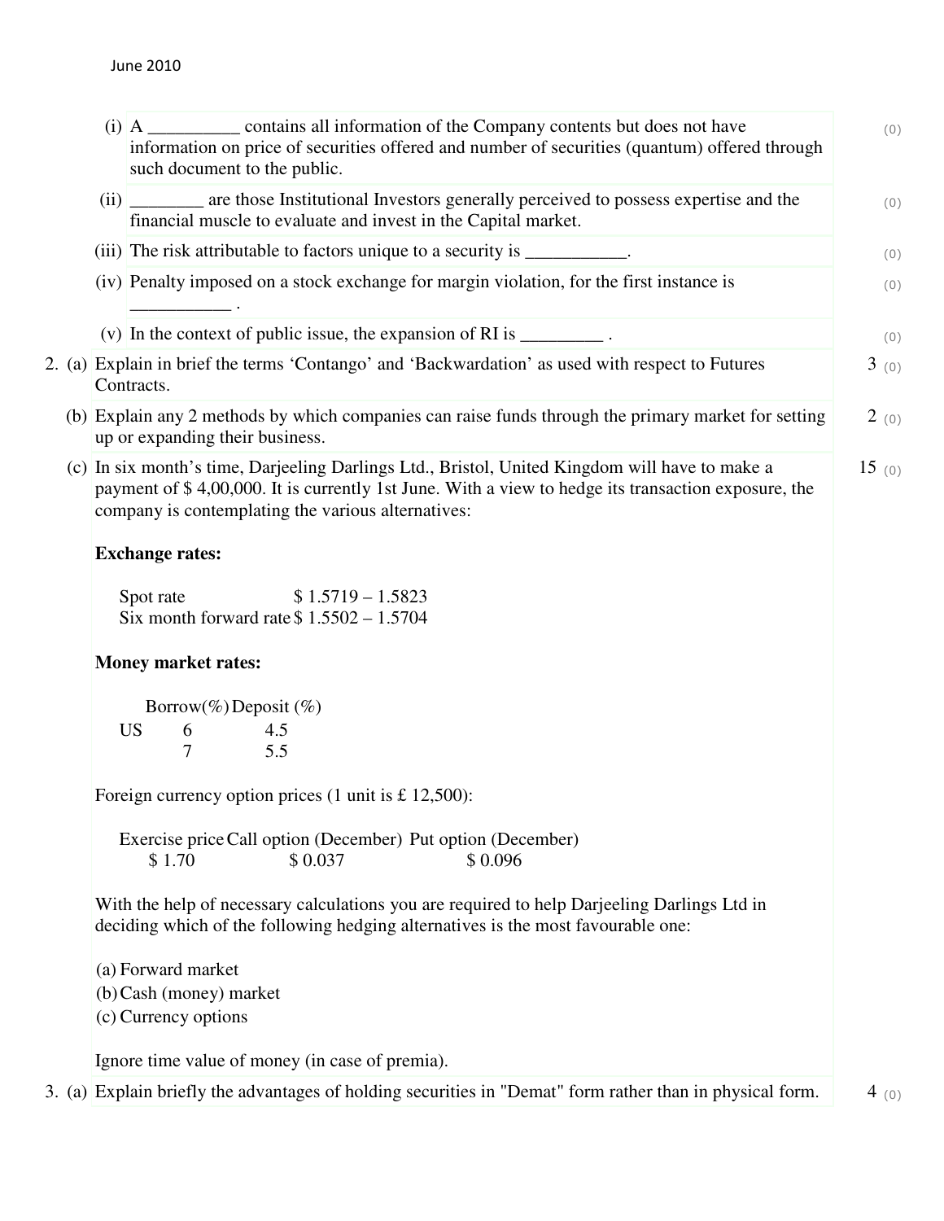June 2010

(i) A __________ contains all information of the Company contents but does not have information on price of securities offered and number of securities (quantum) offered through such document to the public. (0)

(ii) ________ are those Institutional Investors generally perceived to possess expertise and the financial muscle to evaluate and invest in the Capital market. (0)

(iii) The risk attributable to factors unique to a security is ___________. (0)

(iv) Penalty imposed on a stock exchange for margin violation, for the first instance is ___________ . (0)

(v) In the context of public issue, the expansion of RI is _________ . (0)

2. (a) Explain in brief the terms 'Contango' and 'Backwardation' as used with respect to Futures Contracts. 3 (0)

(b) Explain any 2 methods by which companies can raise funds through the primary market for setting up or expanding their business. 2 (0)

(c) In six month's time, Darjeeling Darlings Ltd., Bristol, United Kingdom will have to make a payment of $ 4,00,000. It is currently 1st June. With a view to hedge its transaction exposure, the company is contemplating the various alternatives: 15 (0)

**Exchange rates:**

| | |
|---|---|
| Spot rate | $ 1.5719 – 1.5823 |
| Six month forward rate | $ 1.5502 – 1.5704 |

**Money market rates:**

| | Borrow(%) | Deposit (%) |
|---|---|---|
| US | 6 | 4.5 |
| | 7 | 5.5 |

Foreign currency option prices (1 unit is £ 12,500):

| Exercise price | Call option (December) | Put option (December) |
|---|---|---|
| $ 1.70 | $ 0.037 | $ 0.096 |

With the help of necessary calculations you are required to help Darjeeling Darlings Ltd in deciding which of the following hedging alternatives is the most favourable one:

(a) Forward market
(b) Cash (money) market
(c) Currency options

Ignore time value of money (in case of premia).

3. (a) Explain briefly the advantages of holding securities in "Demat" form rather than in physical form. 4 (0)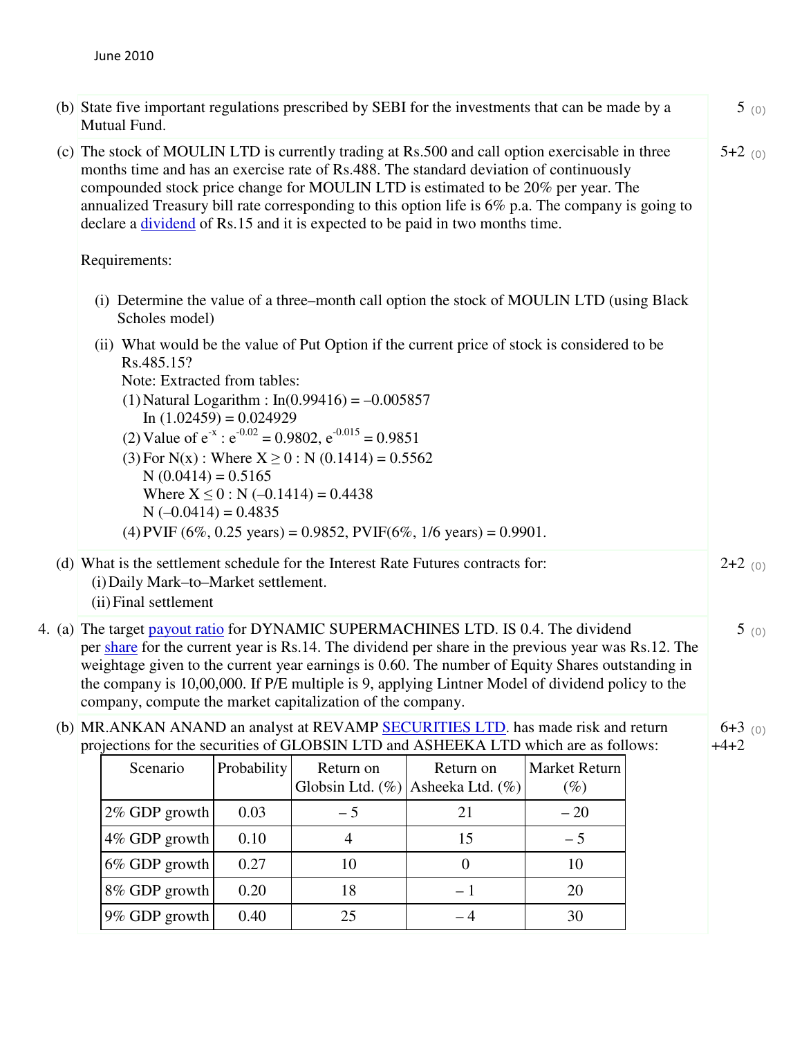June 2010

(b) State five important regulations prescribed by SEBI for the investments that can be made by a Mutual Fund. — 5 (0)

(c) The stock of MOULIN LTD is currently trading at Rs.500 and call option exercisable in three months time and has an exercise rate of Rs.488. The standard deviation of continuously compounded stock price change for MOULIN LTD is estimated to be 20% per year. The annualized Treasury bill rate corresponding to this option life is 6% p.a. The company is going to declare a dividend of Rs.15 and it is expected to be paid in two months time. — 5+2 (0)

Requirements:

(i) Determine the value of a three–month call option the stock of MOULIN LTD (using Black Scholes model)

(ii) What would be the value of Put Option if the current price of stock is considered to be Rs.485.15?

Note: Extracted from tables:

(1) Natural Logarithm : In(0.99416) = –0.005857
  In (1.02459) = 0.024929

(2) Value of $e^{-x}$ : $e^{-0.02} = 0.9802$, $e^{-0.015} = 0.9851$

(3) For N(x) : Where X ≥ 0 : N (0.1414) = 0.5562
  N (0.0414) = 0.5165
  Where X ≤ 0 : N (–0.1414) = 0.4438
  N (–0.0414) = 0.4835

(4) PVIF (6%, 0.25 years) = 0.9852, PVIF(6%, 1/6 years) = 0.9901.

(d) What is the settlement schedule for the Interest Rate Futures contracts for: — 2+2 (0)

(i) Daily Mark–to–Market settlement.

(ii) Final settlement

4. (a) The target payout ratio for DYNAMIC SUPERMACHINES LTD. IS 0.4. The dividend per share for the current year is Rs.14. The dividend per share in the previous year was Rs.12. The weightage given to the current year earnings is 0.60. The number of Equity Shares outstanding in the company is 10,00,000. If P/E multiple is 9, applying Lintner Model of dividend policy to the company, compute the market capitalization of the company. — 5 (0)

(b) MR.ANKAN ANAND an analyst at REVAMP SECURITIES LTD. has made risk and return projections for the securities of GLOBSIN LTD and ASHEEKA LTD which are as follows: — 6+3+4+2 (0)

| Scenario | Probability | Return on Globsin Ltd. (%) | Return on Asheeka Ltd. (%) | Market Return (%) |
|---|---|---|---|---|
| 2% GDP growth | 0.03 | – 5 | 21 | – 20 |
| 4% GDP growth | 0.10 | 4 | 15 | – 5 |
| 6% GDP growth | 0.27 | 10 | 0 | 10 |
| 8% GDP growth | 0.20 | 18 | – 1 | 20 |
| 9% GDP growth | 0.40 | 25 | – 4 | 30 |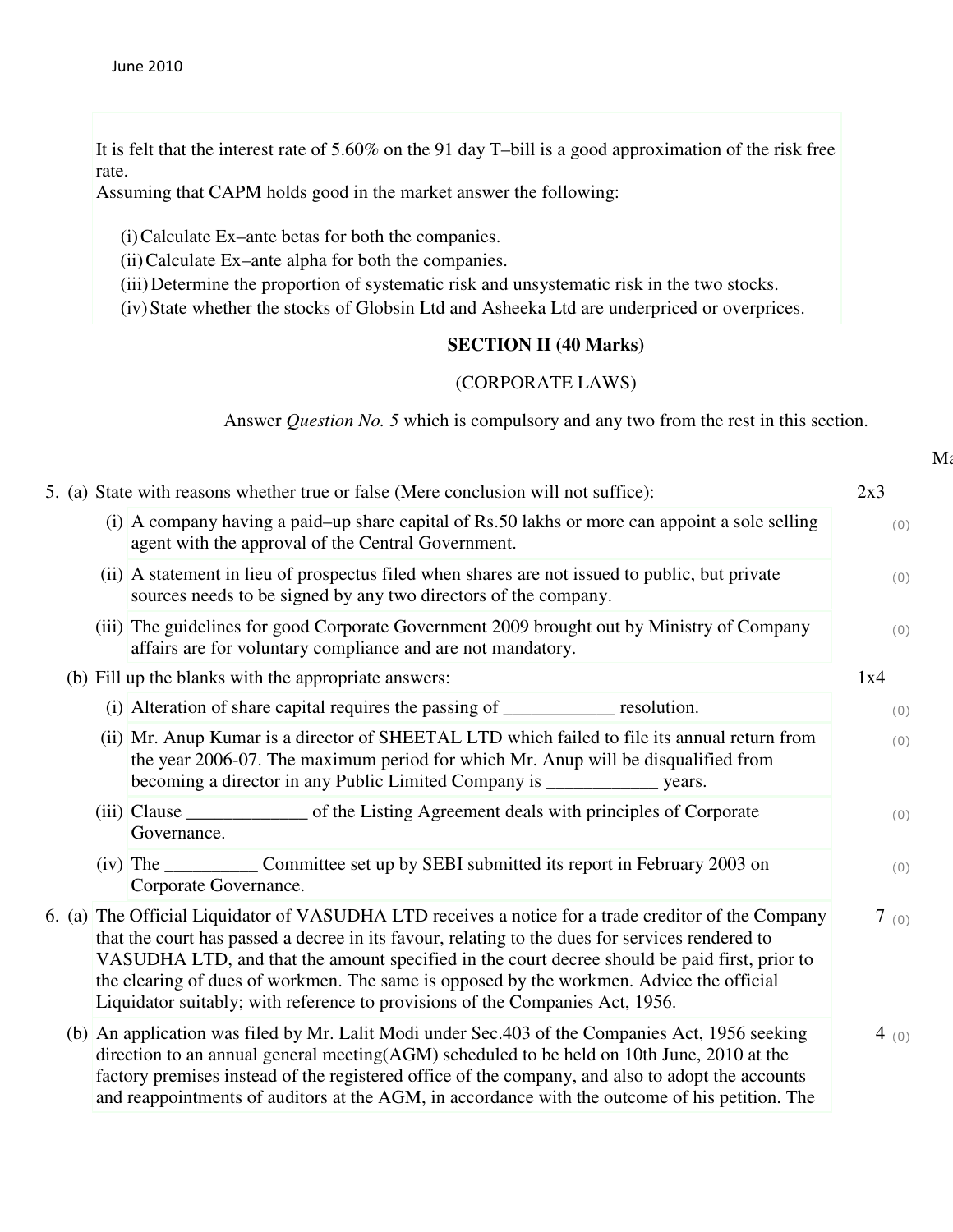It is felt that the interest rate of 5.60% on the 91 day T–bill is a good approximation of the risk free rate.
Assuming that CAPM holds good in the market answer the following:

(i) Calculate Ex–ante betas for both the companies.
(ii) Calculate Ex–ante alpha for both the companies.
(iii) Determine the proportion of systematic risk and unsystematic risk in the two stocks.
(iv) State whether the stocks of Globsin Ltd and Asheeka Ltd are underpriced or overprices.

## SECTION II (40 Marks)

### (CORPORATE LAWS)

Answer *Question No. 5* which is compulsory and any two from the rest in this section.

5. (a) State with reasons whether true or false (Mere conclusion will not suffice): 2x3

   (i) A company having a paid–up share capital of Rs.50 lakhs or more can appoint a sole selling agent with the approval of the Central Government. (0)

   (ii) A statement in lieu of prospectus filed when shares are not issued to public, but private sources needs to be signed by any two directors of the company. (0)

   (iii) The guidelines for good Corporate Government 2009 brought out by Ministry of Company affairs are for voluntary compliance and are not mandatory. (0)

   (b) Fill up the blanks with the appropriate answers: 1x4

   (i) Alteration of share capital requires the passing of ____________ resolution. (0)

   (ii) Mr. Anup Kumar is a director of SHEETAL LTD which failed to file its annual return from the year 2006-07. The maximum period for which Mr. Anup will be disqualified from becoming a director in any Public Limited Company is ____________ years. (0)

   (iii) Clause _____________ of the Listing Agreement deals with principles of Corporate Governance. (0)

   (iv) The __________ Committee set up by SEBI submitted its report in February 2003 on Corporate Governance. (0)

6. (a) The Official Liquidator of VASUDHA LTD receives a notice for a trade creditor of the Company that the court has passed a decree in its favour, relating to the dues for services rendered to VASUDHA LTD, and that the amount specified in the court decree should be paid first, prior to the clearing of dues of workmen. The same is opposed by the workmen. Advice the official Liquidator suitably; with reference to provisions of the Companies Act, 1956. 7 (0)

   (b) An application was filed by Mr. Lalit Modi under Sec.403 of the Companies Act, 1956 seeking direction to an annual general meeting(AGM) scheduled to be held on 10th June, 2010 at the factory premises instead of the registered office of the company, and also to adopt the accounts and reappointments of auditors at the AGM, in accordance with the outcome of his petition. The 4 (0)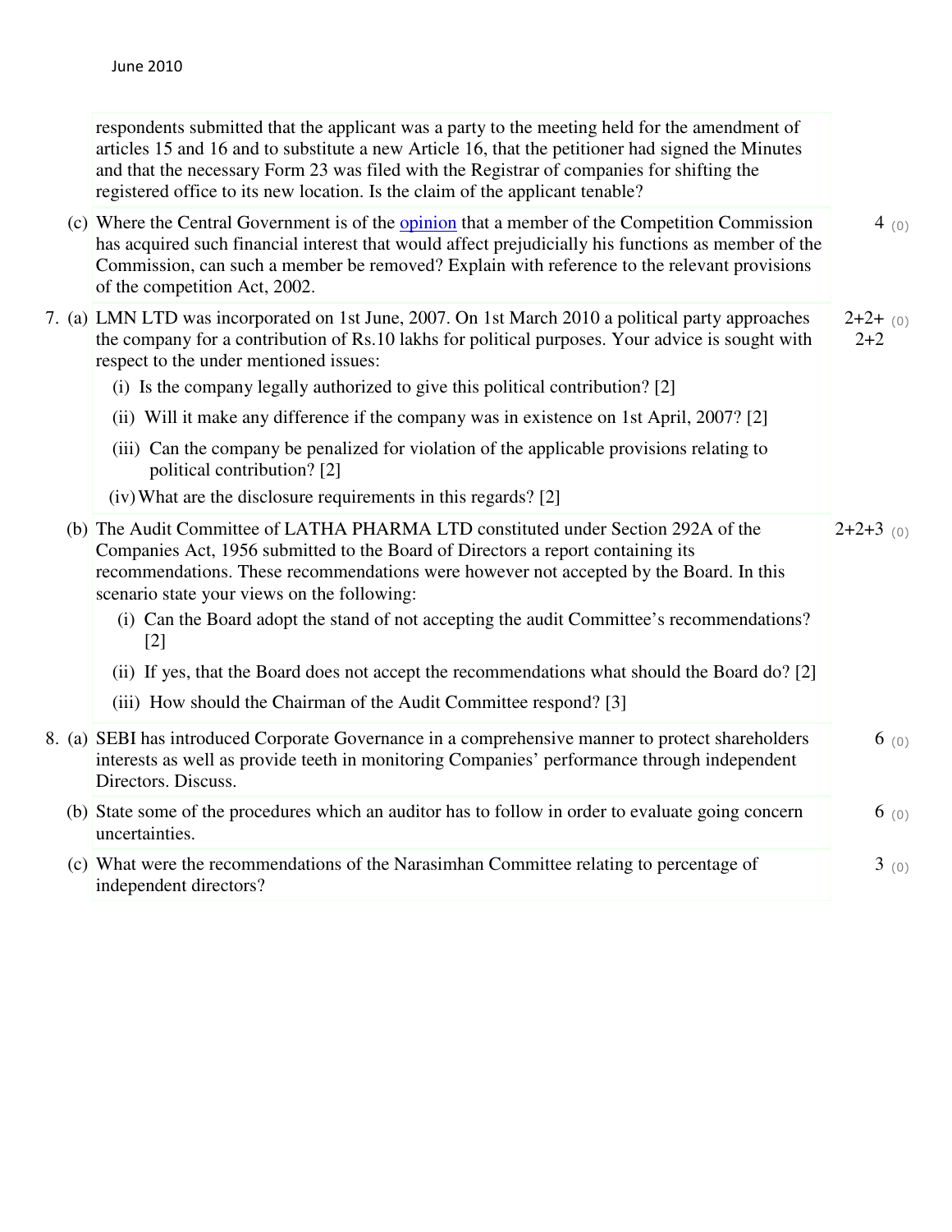respondents submitted that the applicant was a party to the meeting held for the amendment of articles 15 and 16 and to substitute a new Article 16, that the petitioner had signed the Minutes and that the necessary Form 23 was filed with the Registrar of companies for shifting the registered office to its new location. Is the claim of the applicant tenable?

(c) Where the Central Government is of the opinion that a member of the Competition Commission has acquired such financial interest that would affect prejudicially his functions as member of the Commission, can such a member be removed? Explain with reference to the relevant provisions of the competition Act, 2002. — 4 (0)

7. (a) LMN LTD was incorporated on 1st June, 2007. On 1st March 2010 a political party approaches the company for a contribution of Rs.10 lakhs for political purposes. Your advice is sought with respect to the under mentioned issues: — 2+2+2+2 (0)

   (i) Is the company legally authorized to give this political contribution? [2]

   (ii) Will it make any difference if the company was in existence on 1st April, 2007? [2]

   (iii) Can the company be penalized for violation of the applicable provisions relating to political contribution? [2]

   (iv) What are the disclosure requirements in this regards? [2]

(b) The Audit Committee of LATHA PHARMA LTD constituted under Section 292A of the Companies Act, 1956 submitted to the Board of Directors a report containing its recommendations. These recommendations were however not accepted by the Board. In this scenario state your views on the following: — 2+2+3 (0)

   (i) Can the Board adopt the stand of not accepting the audit Committee's recommendations? [2]

   (ii) If yes, that the Board does not accept the recommendations what should the Board do? [2]

   (iii) How should the Chairman of the Audit Committee respond? [3]

8. (a) SEBI has introduced Corporate Governance in a comprehensive manner to protect shareholders interests as well as provide teeth in monitoring Companies' performance through independent Directors. Discuss. — 6 (0)

(b) State some of the procedures which an auditor has to follow in order to evaluate going concern uncertainties. — 6 (0)

(c) What were the recommendations of the Narasimhan Committee relating to percentage of independent directors? — 3 (0)